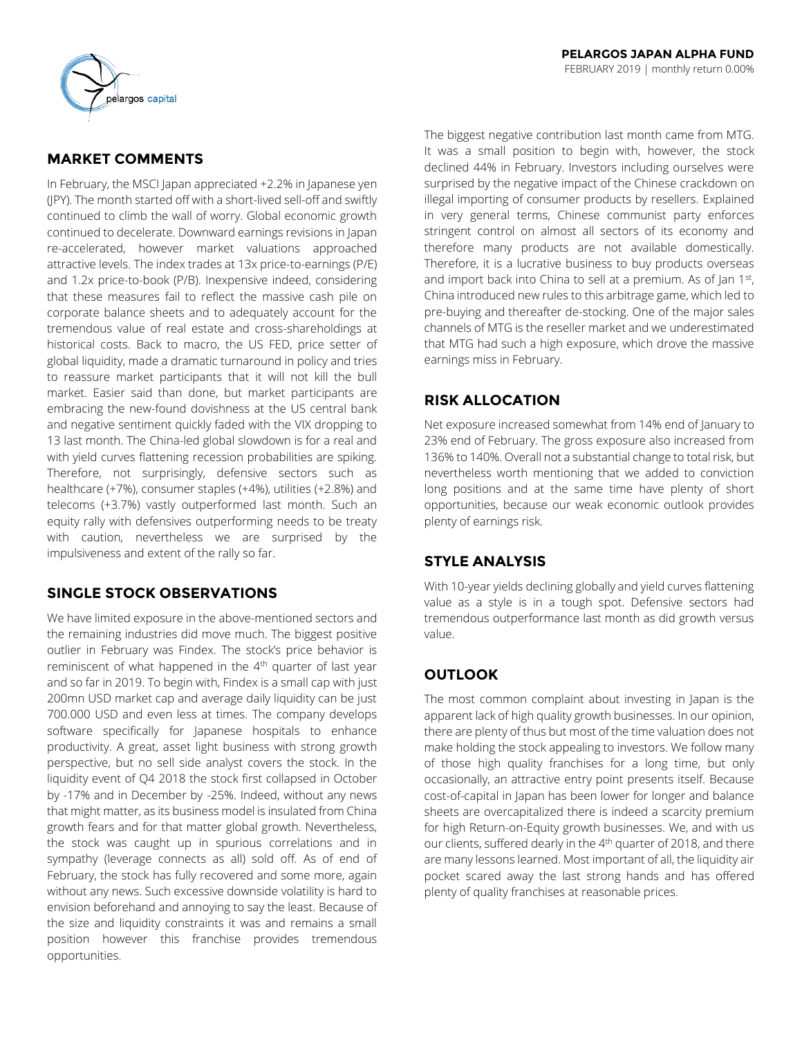**PELARGOS JAPAN ALPHA FUND**
FEBRUARY 2019 | monthly return 0.00%

## MARKET COMMENTS

In February, the MSCI Japan appreciated +2.2% in Japanese yen (JPY). The month started off with a short-lived sell-off and swiftly continued to climb the wall of worry. Global economic growth continued to decelerate. Downward earnings revisions in Japan re-accelerated, however market valuations approached attractive levels. The index trades at 13x price-to-earnings (P/E) and 1.2x price-to-book (P/B). Inexpensive indeed, considering that these measures fail to reflect the massive cash pile on corporate balance sheets and to adequately account for the tremendous value of real estate and cross-shareholdings at historical costs. Back to macro, the US FED, price setter of global liquidity, made a dramatic turnaround in policy and tries to reassure market participants that it will not kill the bull market. Easier said than done, but market participants are embracing the new-found dovishness at the US central bank and negative sentiment quickly faded with the VIX dropping to 13 last month. The China-led global slowdown is for a real and with yield curves flattening recession probabilities are spiking. Therefore, not surprisingly, defensive sectors such as healthcare (+7%), consumer staples (+4%), utilities (+2.8%) and telecoms (+3.7%) vastly outperformed last month. Such an equity rally with defensives outperforming needs to be treaty with caution, nevertheless we are surprised by the impulsiveness and extent of the rally so far.

## SINGLE STOCK OBSERVATIONS

We have limited exposure in the above-mentioned sectors and the remaining industries did move much. The biggest positive outlier in February was Findex. The stock's price behavior is reminiscent of what happened in the 4th quarter of last year and so far in 2019. To begin with, Findex is a small cap with just 200mn USD market cap and average daily liquidity can be just 700.000 USD and even less at times. The company develops software specifically for Japanese hospitals to enhance productivity. A great, asset light business with strong growth perspective, but no sell side analyst covers the stock. In the liquidity event of Q4 2018 the stock first collapsed in October by -17% and in December by -25%. Indeed, without any news that might matter, as its business model is insulated from China growth fears and for that matter global growth. Nevertheless, the stock was caught up in spurious correlations and in sympathy (leverage connects as all) sold off. As of end of February, the stock has fully recovered and some more, again without any news. Such excessive downside volatility is hard to envision beforehand and annoying to say the least. Because of the size and liquidity constraints it was and remains a small position however this franchise provides tremendous opportunities.

The biggest negative contribution last month came from MTG. It was a small position to begin with, however, the stock declined 44% in February. Investors including ourselves were surprised by the negative impact of the Chinese crackdown on illegal importing of consumer products by resellers. Explained in very general terms, Chinese communist party enforces stringent control on almost all sectors of its economy and therefore many products are not available domestically. Therefore, it is a lucrative business to buy products overseas and import back into China to sell at a premium. As of Jan 1st, China introduced new rules to this arbitrage game, which led to pre-buying and thereafter de-stocking. One of the major sales channels of MTG is the reseller market and we underestimated that MTG had such a high exposure, which drove the massive earnings miss in February.

## RISK ALLOCATION

Net exposure increased somewhat from 14% end of January to 23% end of February. The gross exposure also increased from 136% to 140%. Overall not a substantial change to total risk, but nevertheless worth mentioning that we added to conviction long positions and at the same time have plenty of short opportunities, because our weak economic outlook provides plenty of earnings risk.

## STYLE ANALYSIS

With 10-year yields declining globally and yield curves flattening value as a style is in a tough spot. Defensive sectors had tremendous outperformance last month as did growth versus value.

## OUTLOOK

The most common complaint about investing in Japan is the apparent lack of high quality growth businesses. In our opinion, there are plenty of thus but most of the time valuation does not make holding the stock appealing to investors. We follow many of those high quality franchises for a long time, but only occasionally, an attractive entry point presents itself. Because cost-of-capital in Japan has been lower for longer and balance sheets are overcapitalized there is indeed a scarcity premium for high Return-on-Equity growth businesses. We, and with us our clients, suffered dearly in the 4th quarter of 2018, and there are many lessons learned. Most important of all, the liquidity air pocket scared away the last strong hands and has offered plenty of quality franchises at reasonable prices.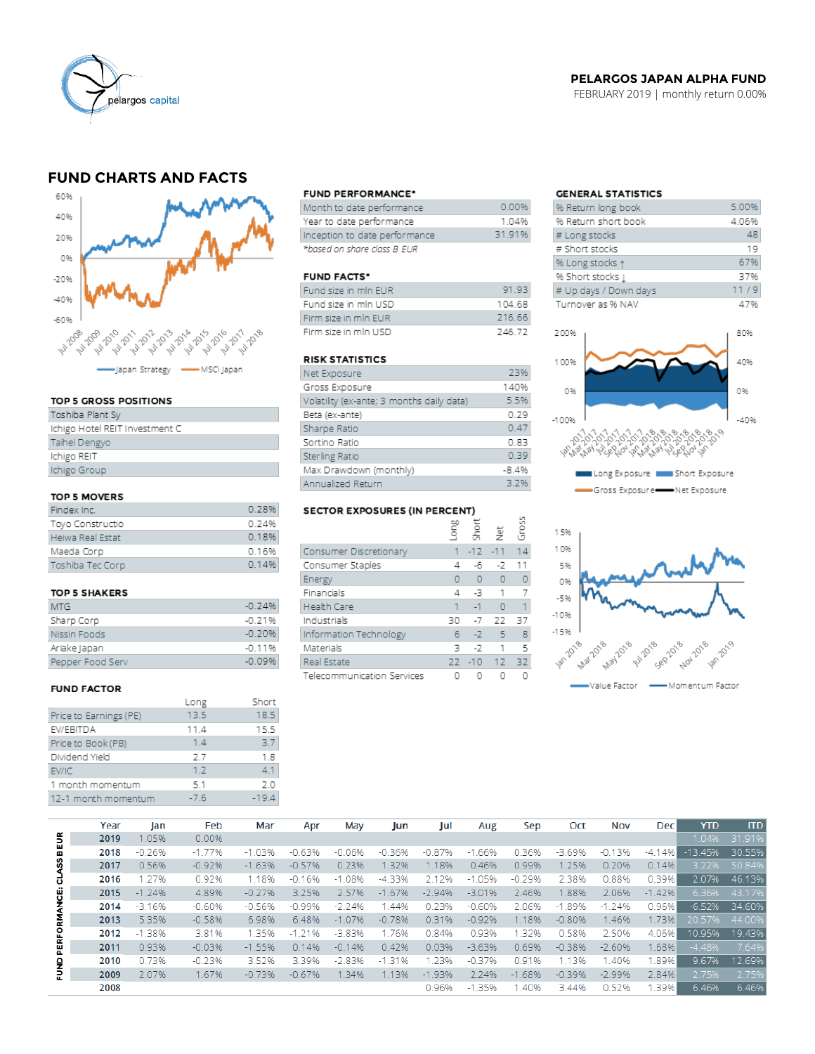**PELARGOS JAPAN ALPHA FUND**

FEBRUARY 2019 | monthly return 0.00%

## FUND CHARTS AND FACTS

Japan Strategy — MSCI Japan

### TOP 5 GROSS POSITIONS

| |
|---|
| Toshiba Plant Sy |
| Ichigo Hotel REIT Investment C |
| Taihei Dengyo |
| Ichigo REIT |
| Ichigo Group |

### TOP 5 MOVERS

| | |
|---|---|
| Findex Inc. | 0.28% |
| Toyo Constructio | 0.24% |
| Heiwa Real Estat | 0.18% |
| Maeda Corp | 0.16% |
| Toshiba Tec Corp | 0.14% |

### TOP 5 SHAKERS

| | |
|---|---|
| MTG | -0.24% |
| Sharp Corp | -0.21% |
| Nissin Foods | -0.20% |
| Ariake Japan | -0.11% |
| Pepper Food Serv | -0.09% |

### FUND FACTOR

| | Long | Short |
|---|---|---|
| Price to Earnings (PE) | 13.5 | 18.5 |
| EV/EBITDA | 11.4 | 15.5 |
| Price to Book (PB) | 1.4 | 3.7 |
| Dividend Yield | 2.7 | 1.8 |
| EV/IC | 1.2 | 4.1 |
| 1 month momentum | 5.1 | 2.0 |
| 12-1 month momentum | -7.6 | -19.4 |

### FUND PERFORMANCE*

| | |
|---|---|
| Month to date performance | 0.00% |
| Year to date performance | 1.04% |
| Inception to date performance | 31.91% |

*based on share class B EUR

### FUND FACTS*

| | |
|---|---|
| Fund size in mln EUR | 91.93 |
| Fund size in mln USD | 104.68 |
| Firm size in mln EUR | 216.66 |
| Firm size in mln USD | 246.72 |

### RISK STATISTICS

| | |
|---|---|
| Net Exposure | 23% |
| Gross Exposure | 140% |
| Volatility (ex-ante; 3 months daily data) | 5.5% |
| Beta (ex-ante) | 0.29 |
| Sharpe Ratio | 0.47 |
| Sortino Ratio | 0.83 |
| Sterling Ratio | 0.39 |
| Max Drawdown (monthly) | -8.4% |
| Annualized Return | 3.2% |

### SECTOR EXPOSURES (IN PERCENT)

| | Long | Short | Net | Gross |
|---|---|---|---|---|
| Consumer Discretionary | 1 | -12 | -11 | 14 |
| Consumer Staples | 4 | -6 | -2 | 11 |
| Energy | 0 | 0 | 0 | 0 |
| Financials | 4 | -3 | 1 | 7 |
| Health Care | 1 | -1 | 0 | 1 |
| Industrials | 30 | -7 | 22 | 37 |
| Information Technology | 6 | -2 | 5 | 8 |
| Materials | 3 | -2 | 1 | 5 |
| Real Estate | 22 | -10 | 12 | 32 |
| Telecommunication Services | 0 | 0 | 0 | 0 |

### GENERAL STATISTICS

| | |
|---|---|
| % Return long book | 5.00% |
| % Return short book | 4.06% |
| # Long stocks | 48 |
| # Short stocks | 19 |
| % Long stocks ↑ | 67% |
| % Short stocks ↓ | 37% |
| # Up days / Down days | 11 / 9 |
| Turnover as % NAV | 47% |

Long Exposure — Short Exposure — Gross Exposure — Net Exposure

Value Factor — Momentum Factor

### FUND PERFORMANCE: CLASS B EUR

| Year | Jan | Feb | Mar | Apr | May | Jun | Jul | Aug | Sep | Oct | Nov | Dec | YTD | ITD |
|---|---|---|---|---|---|---|---|---|---|---|---|---|---|---|
| 2019 | 1.05% | 0.00% | | | | | | | | | | | 1.04% | 31.91% |
| 2018 | -0.26% | -1.77% | -1.03% | -0.63% | -0.06% | -0.36% | -0.87% | -1.66% | 0.36% | -3.69% | -0.13% | -4.14% | -13.45% | 30.55% |
| 2017 | 0.56% | -0.92% | -1.63% | -0.57% | 0.23% | 1.32% | 1.18% | 0.46% | 0.99% | 1.25% | 0.20% | 0.14% | 3.22% | 50.84% |
| 2016 | 1.27% | 0.92% | 1.16% | -0.16% | -1.08% | -4.33% | 2.12% | -1.05% | -0.29% | 2.38% | 0.88% | 0.39% | 2.07% | 46.13% |
| 2015 | -1.24% | 4.89% | -0.27% | 3.25% | 2.57% | -1.67% | -2.94% | -3.01% | 2.46% | 1.88% | 2.06% | -1.42% | 6.36% | 43.17% |
| 2014 | -3.16% | -0.60% | -0.56% | -0.99% | -2.24% | 1.44% | 0.23% | -0.60% | 2.06% | -1.89% | -1.24% | 0.96% | -6.52% | 34.60% |
| 2013 | 5.35% | -0.58% | 6.98% | 6.48% | -1.07% | -0.78% | 0.31% | -0.92% | 1.18% | -0.80% | 1.46% | 1.73% | 20.57% | 44.00% |
| 2012 | -1.38% | 3.81% | 1.35% | -1.21% | -3.83% | 1.76% | 0.84% | 0.93% | 1.32% | 0.58% | 2.50% | 4.06% | 10.95% | 19.43% |
| 2011 | 0.93% | -0.03% | -1.55% | 0.14% | -0.14% | 0.42% | 0.03% | -3.63% | 0.69% | -0.38% | -2.60% | 1.68% | -4.48% | 7.64% |
| 2010 | 0.73% | -0.23% | 3.52% | 3.39% | -2.83% | -1.31% | 1.23% | -0.37% | 0.91% | 1.13% | 1.40% | 1.89% | 9.67% | 12.69% |
| 2009 | 2.07% | 1.67% | -0.73% | -0.67% | 1.34% | 1.13% | -1.93% | 2.24% | -1.68% | -0.39% | -2.99% | 2.84% | 2.75% | 2.75% |
| 2008 | | | | | | | 0.96% | -1.35% | 1.40% | 3.44% | 0.52% | 1.39% | 6.46% | 6.46% |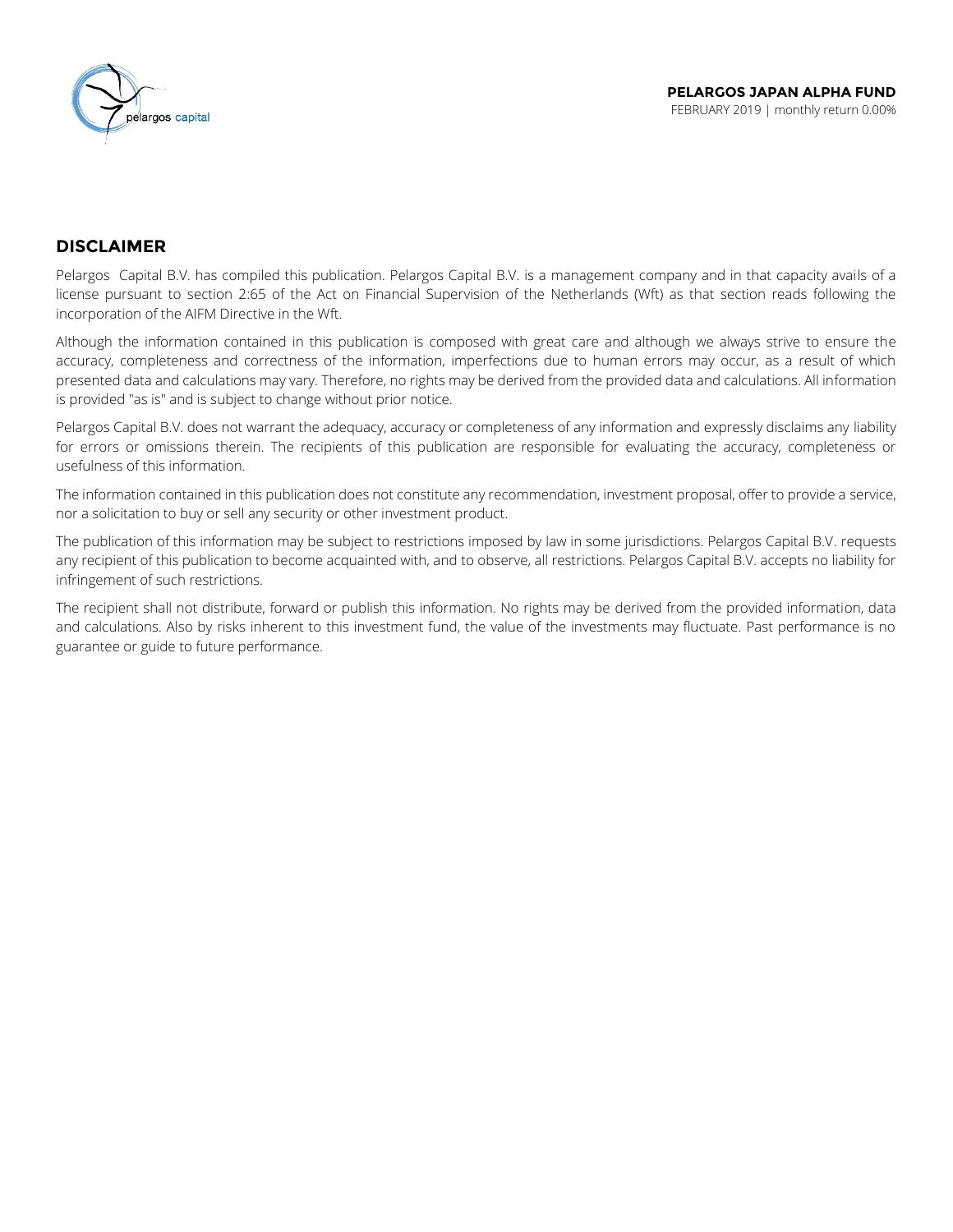## DISCLAIMER

Pelargos Capital B.V. has compiled this publication. Pelargos Capital B.V. is a management company and in that capacity avails of a license pursuant to section 2:65 of the Act on Financial Supervision of the Netherlands (Wft) as that section reads following the incorporation of the AIFM Directive in the Wft.

Although the information contained in this publication is composed with great care and although we always strive to ensure the accuracy, completeness and correctness of the information, imperfections due to human errors may occur, as a result of which presented data and calculations may vary. Therefore, no rights may be derived from the provided data and calculations. All information is provided "as is" and is subject to change without prior notice.

Pelargos Capital B.V. does not warrant the adequacy, accuracy or completeness of any information and expressly disclaims any liability for errors or omissions therein. The recipients of this publication are responsible for evaluating the accuracy, completeness or usefulness of this information.

The information contained in this publication does not constitute any recommendation, investment proposal, offer to provide a service, nor a solicitation to buy or sell any security or other investment product.

The publication of this information may be subject to restrictions imposed by law in some jurisdictions. Pelargos Capital B.V. requests any recipient of this publication to become acquainted with, and to observe, all restrictions. Pelargos Capital B.V. accepts no liability for infringement of such restrictions.

The recipient shall not distribute, forward or publish this information. No rights may be derived from the provided information, data and calculations. Also by risks inherent to this investment fund, the value of the investments may fluctuate. Past performance is no guarantee or guide to future performance.